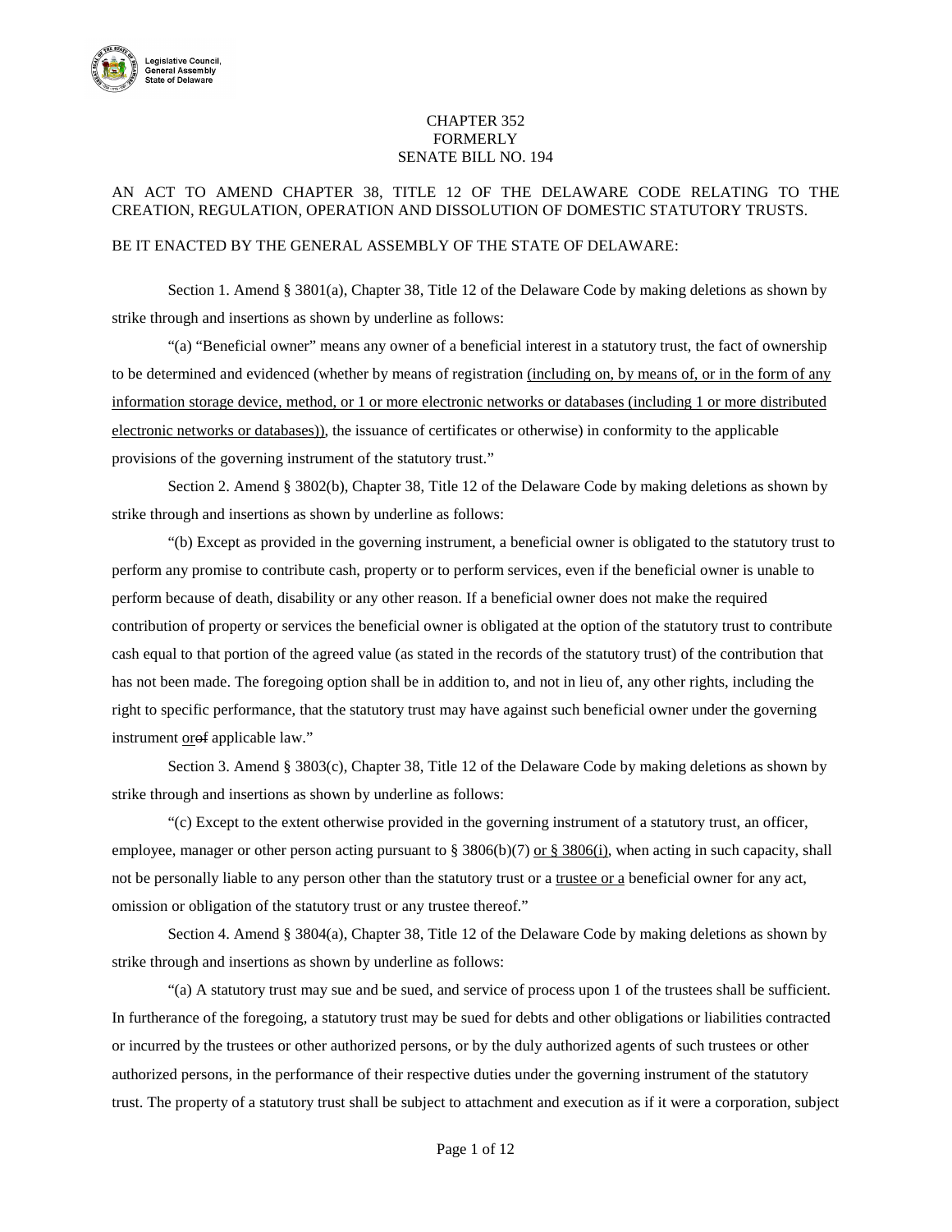CHAPTER 352
FORMERLY
SENATE BILL NO. 194

AN ACT TO AMEND CHAPTER 38, TITLE 12 OF THE DELAWARE CODE RELATING TO THE CREATION, REGULATION, OPERATION AND DISSOLUTION OF DOMESTIC STATUTORY TRUSTS.

BE IT ENACTED BY THE GENERAL ASSEMBLY OF THE STATE OF DELAWARE:

Section 1. Amend § 3801(a), Chapter 38, Title 12 of the Delaware Code by making deletions as shown by strike through and insertions as shown by underline as follows:

"(a) "Beneficial owner" means any owner of a beneficial interest in a statutory trust, the fact of ownership to be determined and evidenced (whether by means of registration <u>(including on, by means of, or in the form of any information storage device, method, or 1 or more electronic networks or databases (including 1 or more distributed electronic networks or databases))</u>, the issuance of certificates or otherwise) in conformity to the applicable provisions of the governing instrument of the statutory trust."

Section 2. Amend § 3802(b), Chapter 38, Title 12 of the Delaware Code by making deletions as shown by strike through and insertions as shown by underline as follows:

"(b) Except as provided in the governing instrument, a beneficial owner is obligated to the statutory trust to perform any promise to contribute cash, property or to perform services, even if the beneficial owner is unable to perform because of death, disability or any other reason. If a beneficial owner does not make the required contribution of property or services the beneficial owner is obligated at the option of the statutory trust to contribute cash equal to that portion of the agreed value (as stated in the records of the statutory trust) of the contribution that has not been made. The foregoing option shall be in addition to, and not in lieu of, any other rights, including the right to specific performance, that the statutory trust may have against such beneficial owner under the governing instrument <u>or</u>~~of~~ applicable law."

Section 3. Amend § 3803(c), Chapter 38, Title 12 of the Delaware Code by making deletions as shown by strike through and insertions as shown by underline as follows:

"(c) Except to the extent otherwise provided in the governing instrument of a statutory trust, an officer, employee, manager or other person acting pursuant to § 3806(b)(7) <u>or § 3806(i)</u>, when acting in such capacity, shall not be personally liable to any person other than the statutory trust or a <u>trustee or a</u> beneficial owner for any act, omission or obligation of the statutory trust or any trustee thereof."

Section 4. Amend § 3804(a), Chapter 38, Title 12 of the Delaware Code by making deletions as shown by strike through and insertions as shown by underline as follows:

"(a) A statutory trust may sue and be sued, and service of process upon 1 of the trustees shall be sufficient. In furtherance of the foregoing, a statutory trust may be sued for debts and other obligations or liabilities contracted or incurred by the trustees or other authorized persons, or by the duly authorized agents of such trustees or other authorized persons, in the performance of their respective duties under the governing instrument of the statutory trust. The property of a statutory trust shall be subject to attachment and execution as if it were a corporation, subject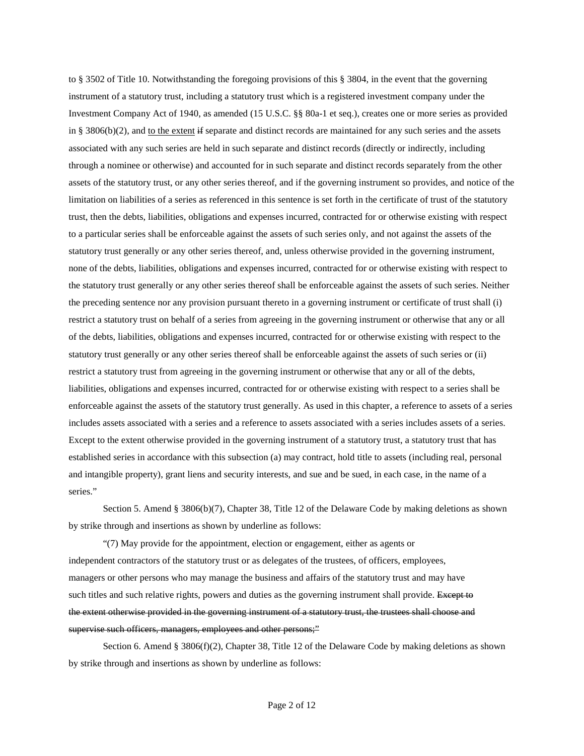to § 3502 of Title 10. Notwithstanding the foregoing provisions of this § 3804, in the event that the governing instrument of a statutory trust, including a statutory trust which is a registered investment company under the Investment Company Act of 1940, as amended (15 U.S.C. §§ 80a-1 et seq.), creates one or more series as provided in § 3806(b)(2), and <u>to the extent</u> ~~if~~ separate and distinct records are maintained for any such series and the assets associated with any such series are held in such separate and distinct records (directly or indirectly, including through a nominee or otherwise) and accounted for in such separate and distinct records separately from the other assets of the statutory trust, or any other series thereof, and if the governing instrument so provides, and notice of the limitation on liabilities of a series as referenced in this sentence is set forth in the certificate of trust of the statutory trust, then the debts, liabilities, obligations and expenses incurred, contracted for or otherwise existing with respect to a particular series shall be enforceable against the assets of such series only, and not against the assets of the statutory trust generally or any other series thereof, and, unless otherwise provided in the governing instrument, none of the debts, liabilities, obligations and expenses incurred, contracted for or otherwise existing with respect to the statutory trust generally or any other series thereof shall be enforceable against the assets of such series. Neither the preceding sentence nor any provision pursuant thereto in a governing instrument or certificate of trust shall (i) restrict a statutory trust on behalf of a series from agreeing in the governing instrument or otherwise that any or all of the debts, liabilities, obligations and expenses incurred, contracted for or otherwise existing with respect to the statutory trust generally or any other series thereof shall be enforceable against the assets of such series or (ii) restrict a statutory trust from agreeing in the governing instrument or otherwise that any or all of the debts, liabilities, obligations and expenses incurred, contracted for or otherwise existing with respect to a series shall be enforceable against the assets of the statutory trust generally. As used in this chapter, a reference to assets of a series includes assets associated with a series and a reference to assets associated with a series includes assets of a series. Except to the extent otherwise provided in the governing instrument of a statutory trust, a statutory trust that has established series in accordance with this subsection (a) may contract, hold title to assets (including real, personal and intangible property), grant liens and security interests, and sue and be sued, in each case, in the name of a series."

Section 5. Amend § 3806(b)(7), Chapter 38, Title 12 of the Delaware Code by making deletions as shown by strike through and insertions as shown by underline as follows:

"(7) May provide for the appointment, election or engagement, either as agents or independent contractors of the statutory trust or as delegates of the trustees, of officers, employees, managers or other persons who may manage the business and affairs of the statutory trust and may have such titles and such relative rights, powers and duties as the governing instrument shall provide. ~~Except to the extent otherwise provided in the governing instrument of a statutory trust, the trustees shall choose and supervise such officers, managers, employees and other persons;"~~

Section 6. Amend § 3806(f)(2), Chapter 38, Title 12 of the Delaware Code by making deletions as shown by strike through and insertions as shown by underline as follows: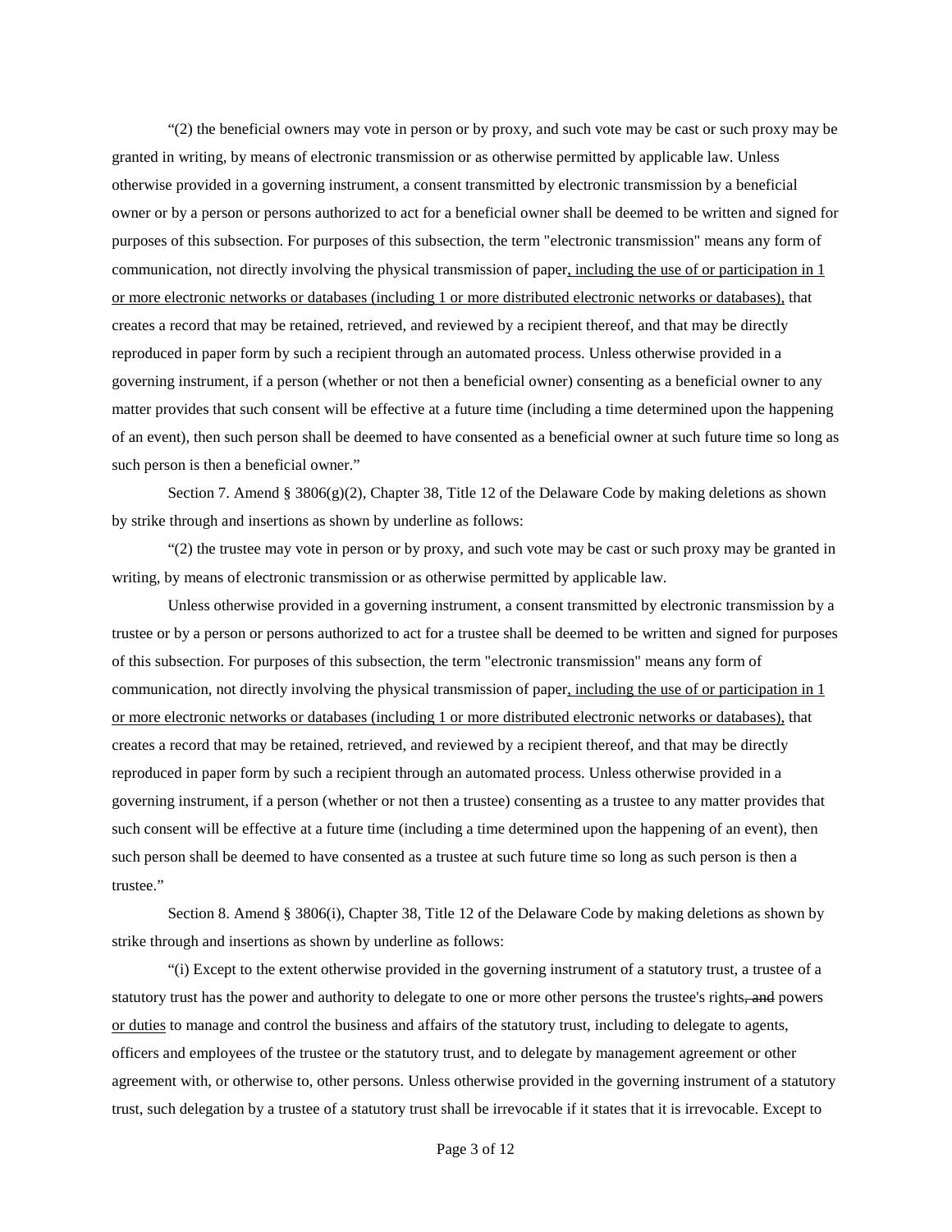"(2) the beneficial owners may vote in person or by proxy, and such vote may be cast or such proxy may be granted in writing, by means of electronic transmission or as otherwise permitted by applicable law. Unless otherwise provided in a governing instrument, a consent transmitted by electronic transmission by a beneficial owner or by a person or persons authorized to act for a beneficial owner shall be deemed to be written and signed for purposes of this subsection. For purposes of this subsection, the term "electronic transmission" means any form of communication, not directly involving the physical transmission of paper<u>, including the use of or participation in 1 or more electronic networks or databases (including 1 or more distributed electronic networks or databases),</u> that creates a record that may be retained, retrieved, and reviewed by a recipient thereof, and that may be directly reproduced in paper form by such a recipient through an automated process. Unless otherwise provided in a governing instrument, if a person (whether or not then a beneficial owner) consenting as a beneficial owner to any matter provides that such consent will be effective at a future time (including a time determined upon the happening of an event), then such person shall be deemed to have consented as a beneficial owner at such future time so long as such person is then a beneficial owner."

Section 7. Amend § 3806(g)(2), Chapter 38, Title 12 of the Delaware Code by making deletions as shown by strike through and insertions as shown by underline as follows:

"(2) the trustee may vote in person or by proxy, and such vote may be cast or such proxy may be granted in writing, by means of electronic transmission or as otherwise permitted by applicable law.

Unless otherwise provided in a governing instrument, a consent transmitted by electronic transmission by a trustee or by a person or persons authorized to act for a trustee shall be deemed to be written and signed for purposes of this subsection. For purposes of this subsection, the term "electronic transmission" means any form of communication, not directly involving the physical transmission of paper<u>, including the use of or participation in 1 or more electronic networks or databases (including 1 or more distributed electronic networks or databases),</u> that creates a record that may be retained, retrieved, and reviewed by a recipient thereof, and that may be directly reproduced in paper form by such a recipient through an automated process. Unless otherwise provided in a governing instrument, if a person (whether or not then a trustee) consenting as a trustee to any matter provides that such consent will be effective at a future time (including a time determined upon the happening of an event), then such person shall be deemed to have consented as a trustee at such future time so long as such person is then a trustee."

Section 8. Amend § 3806(i), Chapter 38, Title 12 of the Delaware Code by making deletions as shown by strike through and insertions as shown by underline as follows:

"(i) Except to the extent otherwise provided in the governing instrument of a statutory trust, a trustee of a statutory trust has the power and authority to delegate to one or more other persons the trustee's rights~~, and~~ powers <u>or duties</u> to manage and control the business and affairs of the statutory trust, including to delegate to agents, officers and employees of the trustee or the statutory trust, and to delegate by management agreement or other agreement with, or otherwise to, other persons. Unless otherwise provided in the governing instrument of a statutory trust, such delegation by a trustee of a statutory trust shall be irrevocable if it states that it is irrevocable. Except to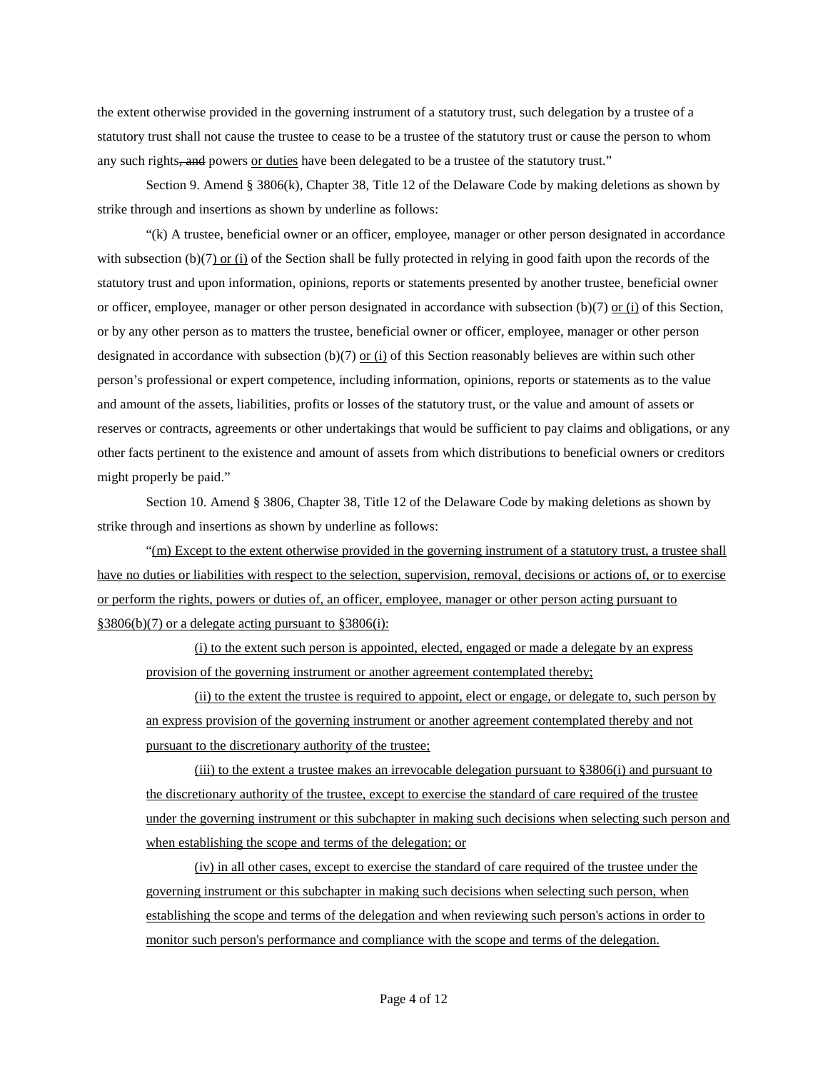the extent otherwise provided in the governing instrument of a statutory trust, such delegation by a trustee of a statutory trust shall not cause the trustee to cease to be a trustee of the statutory trust or cause the person to whom any such rights~~, and~~ powers <u>or duties</u> have been delegated to be a trustee of the statutory trust."

Section 9. Amend § 3806(k), Chapter 38, Title 12 of the Delaware Code by making deletions as shown by strike through and insertions as shown by underline as follows:

"(k) A trustee, beneficial owner or an officer, employee, manager or other person designated in accordance with subsection (b)(7<u>) or (i)</u> of the Section shall be fully protected in relying in good faith upon the records of the statutory trust and upon information, opinions, reports or statements presented by another trustee, beneficial owner or officer, employee, manager or other person designated in accordance with subsection (b)(7) <u>or (i)</u> of this Section, or by any other person as to matters the trustee, beneficial owner or officer, employee, manager or other person designated in accordance with subsection (b)(7) <u>or (i)</u> of this Section reasonably believes are within such other person's professional or expert competence, including information, opinions, reports or statements as to the value and amount of the assets, liabilities, profits or losses of the statutory trust, or the value and amount of assets or reserves or contracts, agreements or other undertakings that would be sufficient to pay claims and obligations, or any other facts pertinent to the existence and amount of assets from which distributions to beneficial owners or creditors might properly be paid."

Section 10. Amend § 3806, Chapter 38, Title 12 of the Delaware Code by making deletions as shown by strike through and insertions as shown by underline as follows:

"<u>(m) Except to the extent otherwise provided in the governing instrument of a statutory trust, a trustee shall have no duties or liabilities with respect to the selection, supervision, removal, decisions or actions of, or to exercise or perform the rights, powers or duties of, an officer, employee, manager or other person acting pursuant to §3806(b)(7) or a delegate acting pursuant to §3806(i):</u>

<u>(i) to the extent such person is appointed, elected, engaged or made a delegate by an express provision of the governing instrument or another agreement contemplated thereby;</u>

<u>(ii) to the extent the trustee is required to appoint, elect or engage, or delegate to, such person by an express provision of the governing instrument or another agreement contemplated thereby and not pursuant to the discretionary authority of the trustee;</u>

<u>(iii) to the extent a trustee makes an irrevocable delegation pursuant to §3806(i) and pursuant to the discretionary authority of the trustee, except to exercise the standard of care required of the trustee under the governing instrument or this subchapter in making such decisions when selecting such person and when establishing the scope and terms of the delegation; or</u>

<u>(iv) in all other cases, except to exercise the standard of care required of the trustee under the governing instrument or this subchapter in making such decisions when selecting such person, when establishing the scope and terms of the delegation and when reviewing such person's actions in order to monitor such person's performance and compliance with the scope and terms of the delegation.</u>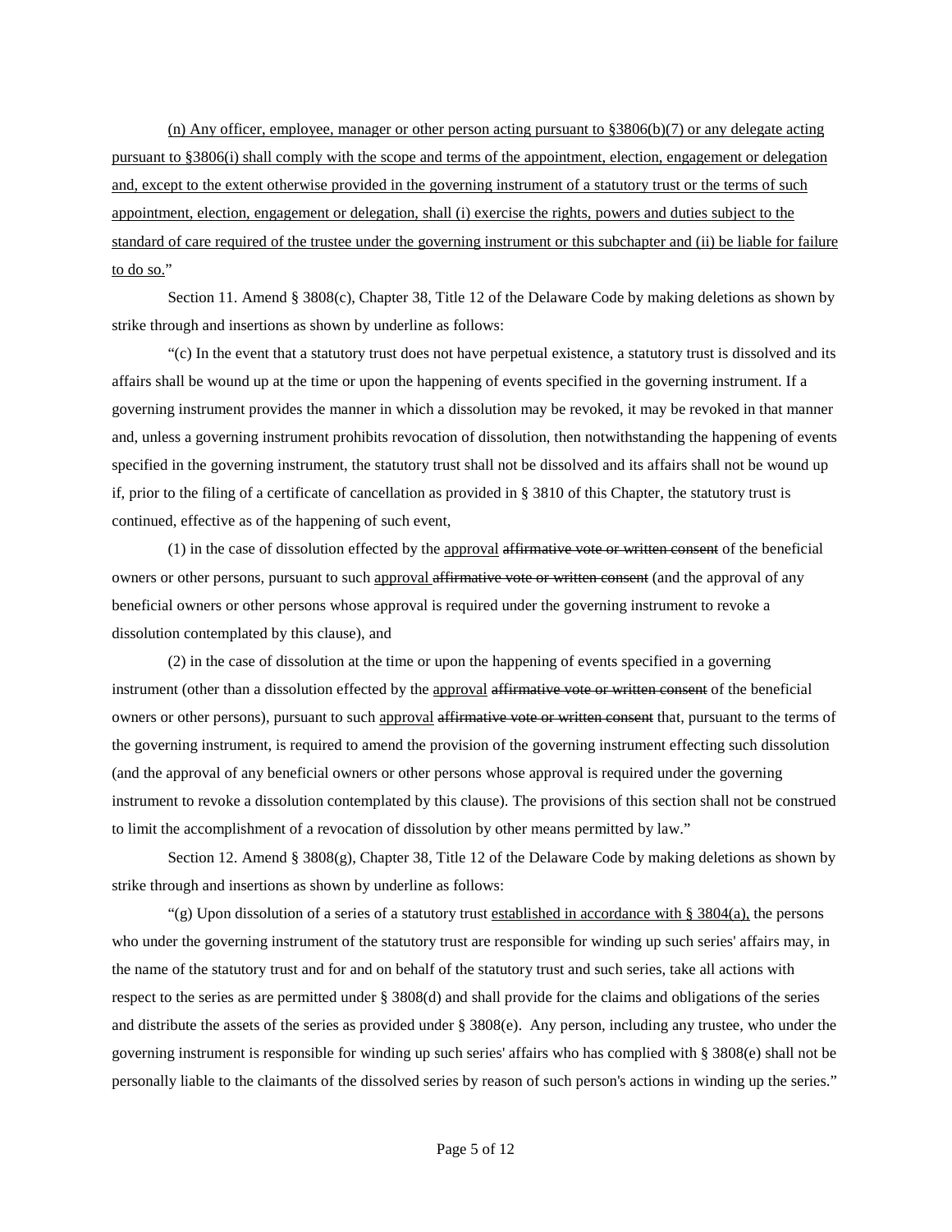<u>(n) Any officer, employee, manager or other person acting pursuant to §3806(b)(7) or any delegate acting pursuant to §3806(i) shall comply with the scope and terms of the appointment, election, engagement or delegation and, except to the extent otherwise provided in the governing instrument of a statutory trust or the terms of such appointment, election, engagement or delegation, shall (i) exercise the rights, powers and duties subject to the standard of care required of the trustee under the governing instrument or this subchapter and (ii) be liable for failure to do so.</u>"

Section 11. Amend § 3808(c), Chapter 38, Title 12 of the Delaware Code by making deletions as shown by strike through and insertions as shown by underline as follows:

"(c) In the event that a statutory trust does not have perpetual existence, a statutory trust is dissolved and its affairs shall be wound up at the time or upon the happening of events specified in the governing instrument. If a governing instrument provides the manner in which a dissolution may be revoked, it may be revoked in that manner and, unless a governing instrument prohibits revocation of dissolution, then notwithstanding the happening of events specified in the governing instrument, the statutory trust shall not be dissolved and its affairs shall not be wound up if, prior to the filing of a certificate of cancellation as provided in § 3810 of this Chapter, the statutory trust is continued, effective as of the happening of such event,

(1) in the case of dissolution effected by the <u>approval</u> ~~affirmative vote or written consent~~ of the beneficial owners or other persons, pursuant to such <u>approval</u> ~~affirmative vote or written consent~~ (and the approval of any beneficial owners or other persons whose approval is required under the governing instrument to revoke a dissolution contemplated by this clause), and

(2) in the case of dissolution at the time or upon the happening of events specified in a governing instrument (other than a dissolution effected by the <u>approval</u> ~~affirmative vote or written consent~~ of the beneficial owners or other persons), pursuant to such <u>approval</u> ~~affirmative vote or written consent~~ that, pursuant to the terms of the governing instrument, is required to amend the provision of the governing instrument effecting such dissolution (and the approval of any beneficial owners or other persons whose approval is required under the governing instrument to revoke a dissolution contemplated by this clause). The provisions of this section shall not be construed to limit the accomplishment of a revocation of dissolution by other means permitted by law."

Section 12. Amend § 3808(g), Chapter 38, Title 12 of the Delaware Code by making deletions as shown by strike through and insertions as shown by underline as follows:

"(g) Upon dissolution of a series of a statutory trust <u>established in accordance with § 3804(a),</u> the persons who under the governing instrument of the statutory trust are responsible for winding up such series' affairs may, in the name of the statutory trust and for and on behalf of the statutory trust and such series, take all actions with respect to the series as are permitted under § 3808(d) and shall provide for the claims and obligations of the series and distribute the assets of the series as provided under § 3808(e). Any person, including any trustee, who under the governing instrument is responsible for winding up such series' affairs who has complied with § 3808(e) shall not be personally liable to the claimants of the dissolved series by reason of such person's actions in winding up the series."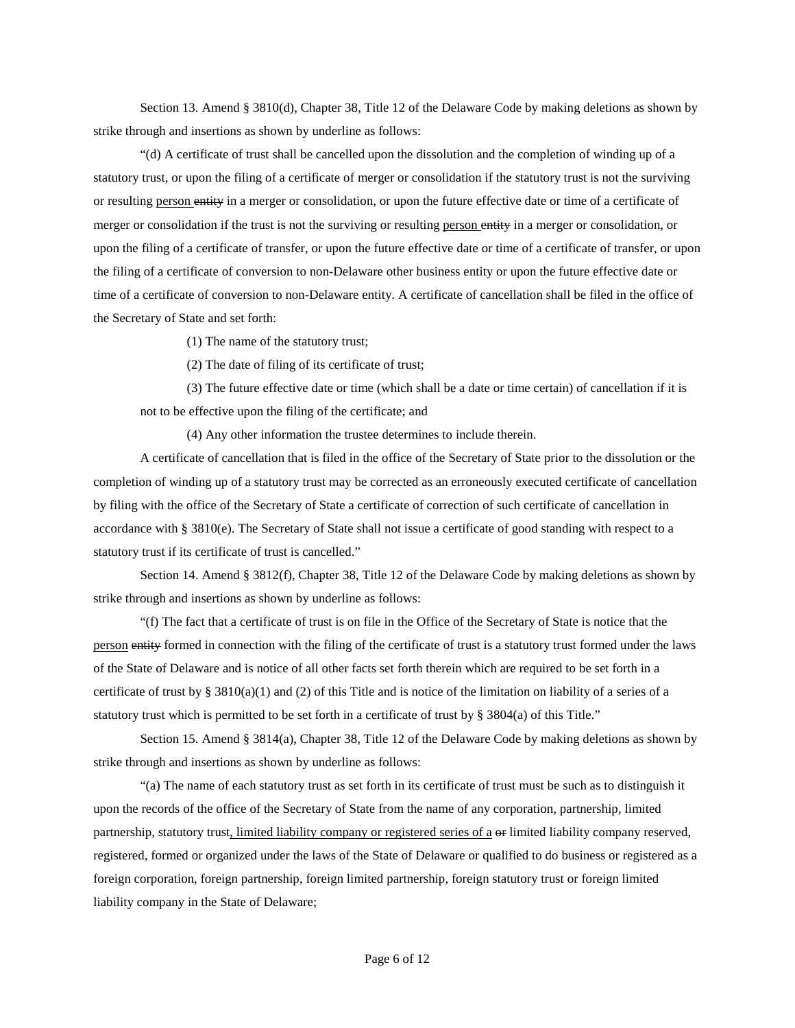Section 13. Amend § 3810(d), Chapter 38, Title 12 of the Delaware Code by making deletions as shown by strike through and insertions as shown by underline as follows:

"(d) A certificate of trust shall be cancelled upon the dissolution and the completion of winding up of a statutory trust, or upon the filing of a certificate of merger or consolidation if the statutory trust is not the surviving or resulting <u>person</u> ~~entity~~ in a merger or consolidation, or upon the future effective date or time of a certificate of merger or consolidation if the trust is not the surviving or resulting <u>person</u> ~~entity~~ in a merger or consolidation, or upon the filing of a certificate of transfer, or upon the future effective date or time of a certificate of transfer, or upon the filing of a certificate of conversion to non-Delaware other business entity or upon the future effective date or time of a certificate of conversion to non-Delaware entity. A certificate of cancellation shall be filed in the office of the Secretary of State and set forth:

(1) The name of the statutory trust;

(2) The date of filing of its certificate of trust;

(3) The future effective date or time (which shall be a date or time certain) of cancellation if it is not to be effective upon the filing of the certificate; and

(4) Any other information the trustee determines to include therein.

A certificate of cancellation that is filed in the office of the Secretary of State prior to the dissolution or the completion of winding up of a statutory trust may be corrected as an erroneously executed certificate of cancellation by filing with the office of the Secretary of State a certificate of correction of such certificate of cancellation in accordance with § 3810(e). The Secretary of State shall not issue a certificate of good standing with respect to a statutory trust if its certificate of trust is cancelled."

Section 14. Amend § 3812(f), Chapter 38, Title 12 of the Delaware Code by making deletions as shown by strike through and insertions as shown by underline as follows:

"(f) The fact that a certificate of trust is on file in the Office of the Secretary of State is notice that the <u>person</u> ~~entity~~ formed in connection with the filing of the certificate of trust is a statutory trust formed under the laws of the State of Delaware and is notice of all other facts set forth therein which are required to be set forth in a certificate of trust by § 3810(a)(1) and (2) of this Title and is notice of the limitation on liability of a series of a statutory trust which is permitted to be set forth in a certificate of trust by § 3804(a) of this Title."

Section 15. Amend § 3814(a), Chapter 38, Title 12 of the Delaware Code by making deletions as shown by strike through and insertions as shown by underline as follows:

"(a) The name of each statutory trust as set forth in its certificate of trust must be such as to distinguish it upon the records of the office of the Secretary of State from the name of any corporation, partnership, limited partnership, statutory trust<u>, limited liability company or registered series of a</u> ~~or~~ limited liability company reserved, registered, formed or organized under the laws of the State of Delaware or qualified to do business or registered as a foreign corporation, foreign partnership, foreign limited partnership, foreign statutory trust or foreign limited liability company in the State of Delaware;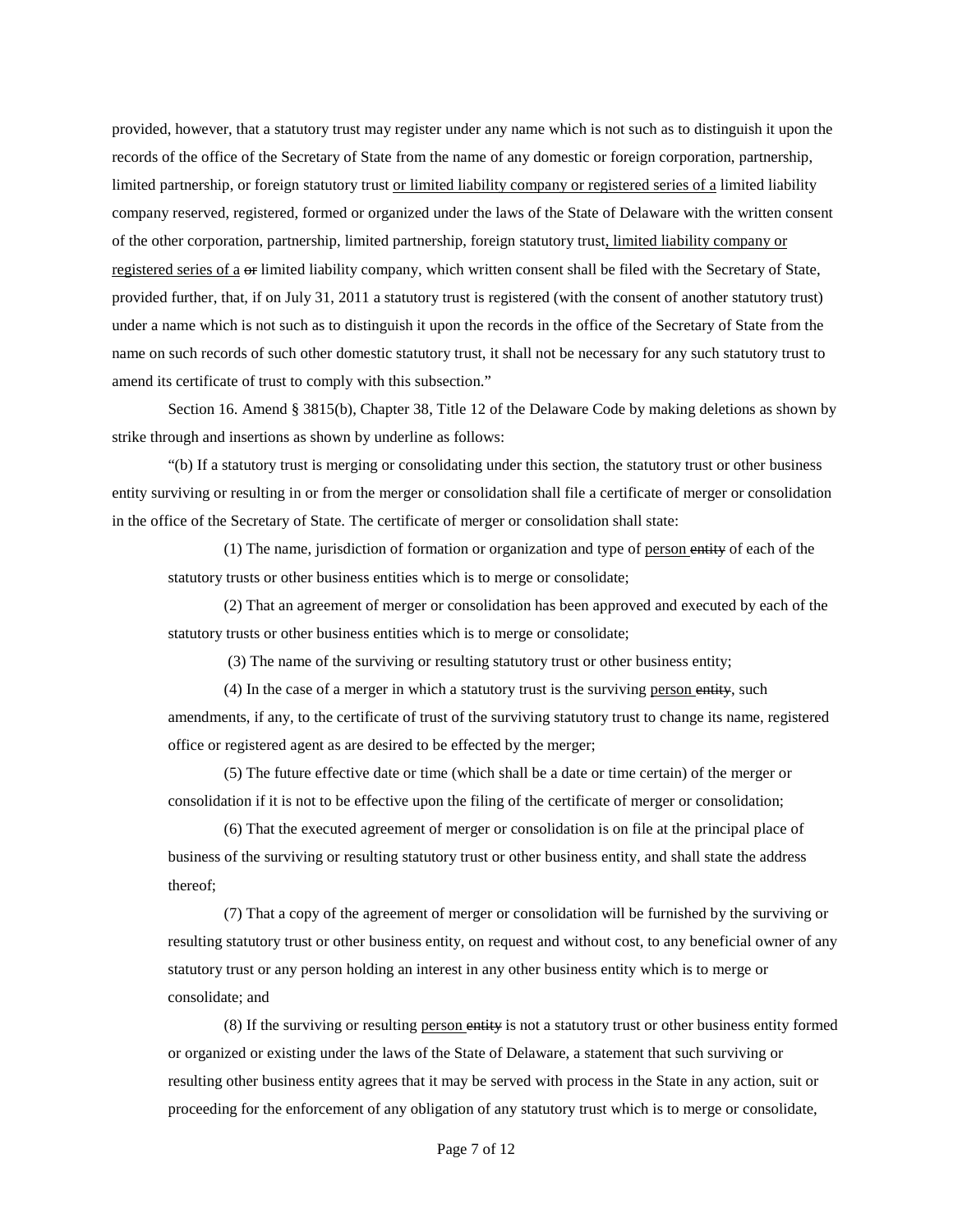provided, however, that a statutory trust may register under any name which is not such as to distinguish it upon the records of the office of the Secretary of State from the name of any domestic or foreign corporation, partnership, limited partnership, or foreign statutory trust <u>or limited liability company or registered series of a</u> limited liability company reserved, registered, formed or organized under the laws of the State of Delaware with the written consent of the other corporation, partnership, limited partnership, foreign statutory trust<u>, limited liability company or registered series of a</u> ~~or~~ limited liability company, which written consent shall be filed with the Secretary of State, provided further, that, if on July 31, 2011 a statutory trust is registered (with the consent of another statutory trust) under a name which is not such as to distinguish it upon the records in the office of the Secretary of State from the name on such records of such other domestic statutory trust, it shall not be necessary for any such statutory trust to amend its certificate of trust to comply with this subsection."

Section 16. Amend § 3815(b), Chapter 38, Title 12 of the Delaware Code by making deletions as shown by strike through and insertions as shown by underline as follows:

"(b) If a statutory trust is merging or consolidating under this section, the statutory trust or other business entity surviving or resulting in or from the merger or consolidation shall file a certificate of merger or consolidation in the office of the Secretary of State. The certificate of merger or consolidation shall state:

> (1) The name, jurisdiction of formation or organization and type of <u>person</u> ~~entity~~ of each of the statutory trusts or other business entities which is to merge or consolidate;
>
> (2) That an agreement of merger or consolidation has been approved and executed by each of the statutory trusts or other business entities which is to merge or consolidate;
>
> (3) The name of the surviving or resulting statutory trust or other business entity;
>
> (4) In the case of a merger in which a statutory trust is the surviving <u>person</u> ~~entity~~, such amendments, if any, to the certificate of trust of the surviving statutory trust to change its name, registered office or registered agent as are desired to be effected by the merger;
>
> (5) The future effective date or time (which shall be a date or time certain) of the merger or consolidation if it is not to be effective upon the filing of the certificate of merger or consolidation;
>
> (6) That the executed agreement of merger or consolidation is on file at the principal place of business of the surviving or resulting statutory trust or other business entity, and shall state the address thereof;
>
> (7) That a copy of the agreement of merger or consolidation will be furnished by the surviving or resulting statutory trust or other business entity, on request and without cost, to any beneficial owner of any statutory trust or any person holding an interest in any other business entity which is to merge or consolidate; and
>
> (8) If the surviving or resulting <u>person</u> ~~entity~~ is not a statutory trust or other business entity formed or organized or existing under the laws of the State of Delaware, a statement that such surviving or resulting other business entity agrees that it may be served with process in the State in any action, suit or proceeding for the enforcement of any obligation of any statutory trust which is to merge or consolidate,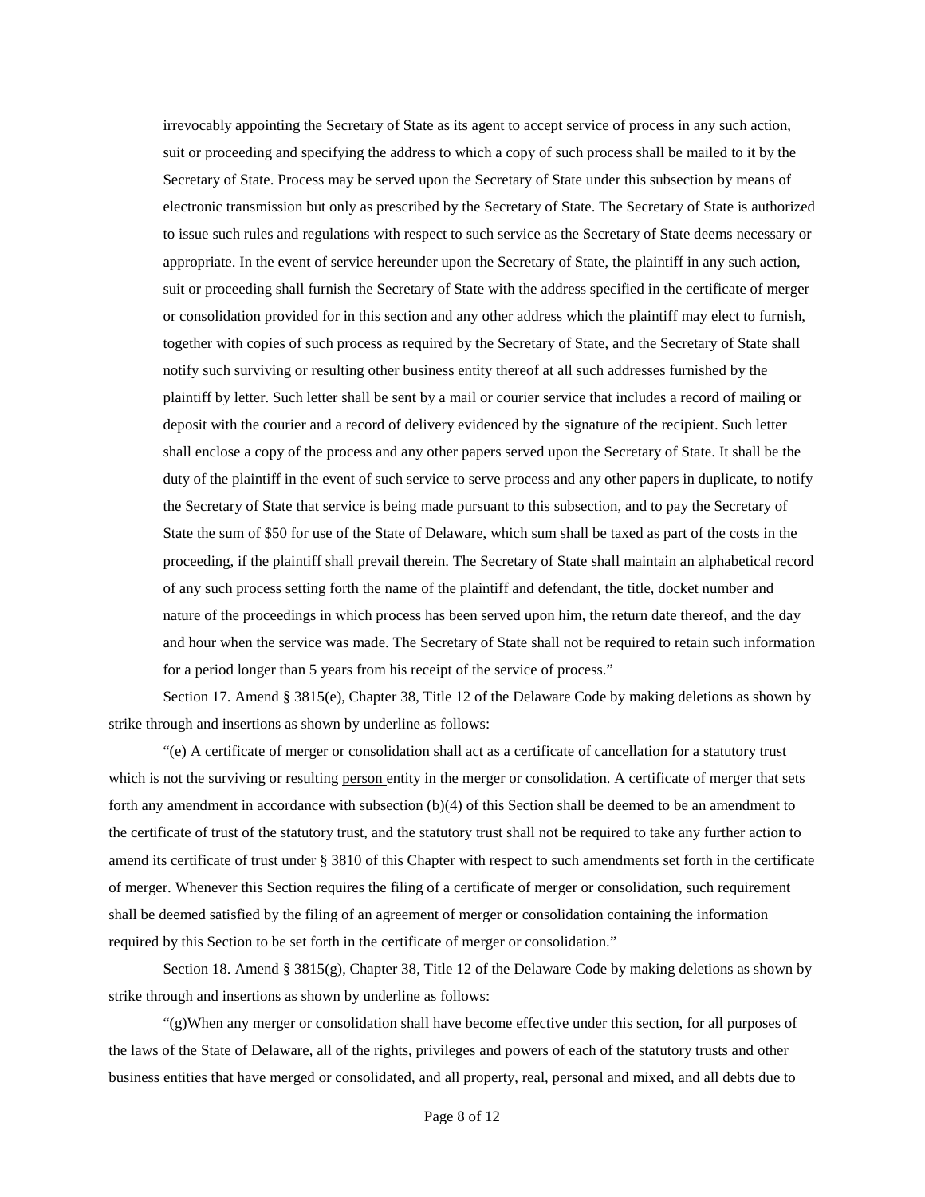irrevocably appointing the Secretary of State as its agent to accept service of process in any such action, suit or proceeding and specifying the address to which a copy of such process shall be mailed to it by the Secretary of State. Process may be served upon the Secretary of State under this subsection by means of electronic transmission but only as prescribed by the Secretary of State. The Secretary of State is authorized to issue such rules and regulations with respect to such service as the Secretary of State deems necessary or appropriate. In the event of service hereunder upon the Secretary of State, the plaintiff in any such action, suit or proceeding shall furnish the Secretary of State with the address specified in the certificate of merger or consolidation provided for in this section and any other address which the plaintiff may elect to furnish, together with copies of such process as required by the Secretary of State, and the Secretary of State shall notify such surviving or resulting other business entity thereof at all such addresses furnished by the plaintiff by letter. Such letter shall be sent by a mail or courier service that includes a record of mailing or deposit with the courier and a record of delivery evidenced by the signature of the recipient. Such letter shall enclose a copy of the process and any other papers served upon the Secretary of State. It shall be the duty of the plaintiff in the event of such service to serve process and any other papers in duplicate, to notify the Secretary of State that service is being made pursuant to this subsection, and to pay the Secretary of State the sum of $50 for use of the State of Delaware, which sum shall be taxed as part of the costs in the proceeding, if the plaintiff shall prevail therein. The Secretary of State shall maintain an alphabetical record of any such process setting forth the name of the plaintiff and defendant, the title, docket number and nature of the proceedings in which process has been served upon him, the return date thereof, and the day and hour when the service was made. The Secretary of State shall not be required to retain such information for a period longer than 5 years from his receipt of the service of process."

Section 17. Amend § 3815(e), Chapter 38, Title 12 of the Delaware Code by making deletions as shown by strike through and insertions as shown by underline as follows:

"(e) A certificate of merger or consolidation shall act as a certificate of cancellation for a statutory trust which is not the surviving or resulting <u>person</u> ~~entity~~ in the merger or consolidation. A certificate of merger that sets forth any amendment in accordance with subsection (b)(4) of this Section shall be deemed to be an amendment to the certificate of trust of the statutory trust, and the statutory trust shall not be required to take any further action to amend its certificate of trust under § 3810 of this Chapter with respect to such amendments set forth in the certificate of merger. Whenever this Section requires the filing of a certificate of merger or consolidation, such requirement shall be deemed satisfied by the filing of an agreement of merger or consolidation containing the information required by this Section to be set forth in the certificate of merger or consolidation."

Section 18. Amend § 3815(g), Chapter 38, Title 12 of the Delaware Code by making deletions as shown by strike through and insertions as shown by underline as follows:

"(g)When any merger or consolidation shall have become effective under this section, for all purposes of the laws of the State of Delaware, all of the rights, privileges and powers of each of the statutory trusts and other business entities that have merged or consolidated, and all property, real, personal and mixed, and all debts due to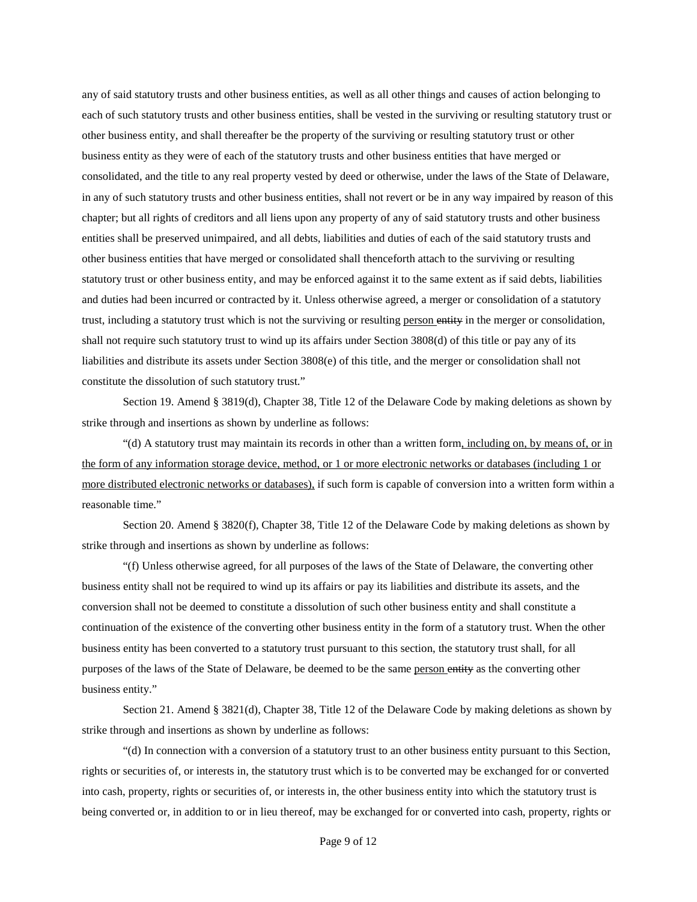any of said statutory trusts and other business entities, as well as all other things and causes of action belonging to each of such statutory trusts and other business entities, shall be vested in the surviving or resulting statutory trust or other business entity, and shall thereafter be the property of the surviving or resulting statutory trust or other business entity as they were of each of the statutory trusts and other business entities that have merged or consolidated, and the title to any real property vested by deed or otherwise, under the laws of the State of Delaware, in any of such statutory trusts and other business entities, shall not revert or be in any way impaired by reason of this chapter; but all rights of creditors and all liens upon any property of any of said statutory trusts and other business entities shall be preserved unimpaired, and all debts, liabilities and duties of each of the said statutory trusts and other business entities that have merged or consolidated shall thenceforth attach to the surviving or resulting statutory trust or other business entity, and may be enforced against it to the same extent as if said debts, liabilities and duties had been incurred or contracted by it. Unless otherwise agreed, a merger or consolidation of a statutory trust, including a statutory trust which is not the surviving or resulting <u>person</u> ~~entity~~ in the merger or consolidation, shall not require such statutory trust to wind up its affairs under Section 3808(d) of this title or pay any of its liabilities and distribute its assets under Section 3808(e) of this title, and the merger or consolidation shall not constitute the dissolution of such statutory trust."

Section 19. Amend § 3819(d), Chapter 38, Title 12 of the Delaware Code by making deletions as shown by strike through and insertions as shown by underline as follows:

"(d) A statutory trust may maintain its records in other than a written form<u>, including on, by means of, or in the form of any information storage device, method, or 1 or more electronic networks or databases (including 1 or more distributed electronic networks or databases),</u> if such form is capable of conversion into a written form within a reasonable time."

Section 20. Amend § 3820(f), Chapter 38, Title 12 of the Delaware Code by making deletions as shown by strike through and insertions as shown by underline as follows:

"(f) Unless otherwise agreed, for all purposes of the laws of the State of Delaware, the converting other business entity shall not be required to wind up its affairs or pay its liabilities and distribute its assets, and the conversion shall not be deemed to constitute a dissolution of such other business entity and shall constitute a continuation of the existence of the converting other business entity in the form of a statutory trust. When the other business entity has been converted to a statutory trust pursuant to this section, the statutory trust shall, for all purposes of the laws of the State of Delaware, be deemed to be the same <u>person</u> ~~entity~~ as the converting other business entity."

Section 21. Amend § 3821(d), Chapter 38, Title 12 of the Delaware Code by making deletions as shown by strike through and insertions as shown by underline as follows:

"(d) In connection with a conversion of a statutory trust to an other business entity pursuant to this Section, rights or securities of, or interests in, the statutory trust which is to be converted may be exchanged for or converted into cash, property, rights or securities of, or interests in, the other business entity into which the statutory trust is being converted or, in addition to or in lieu thereof, may be exchanged for or converted into cash, property, rights or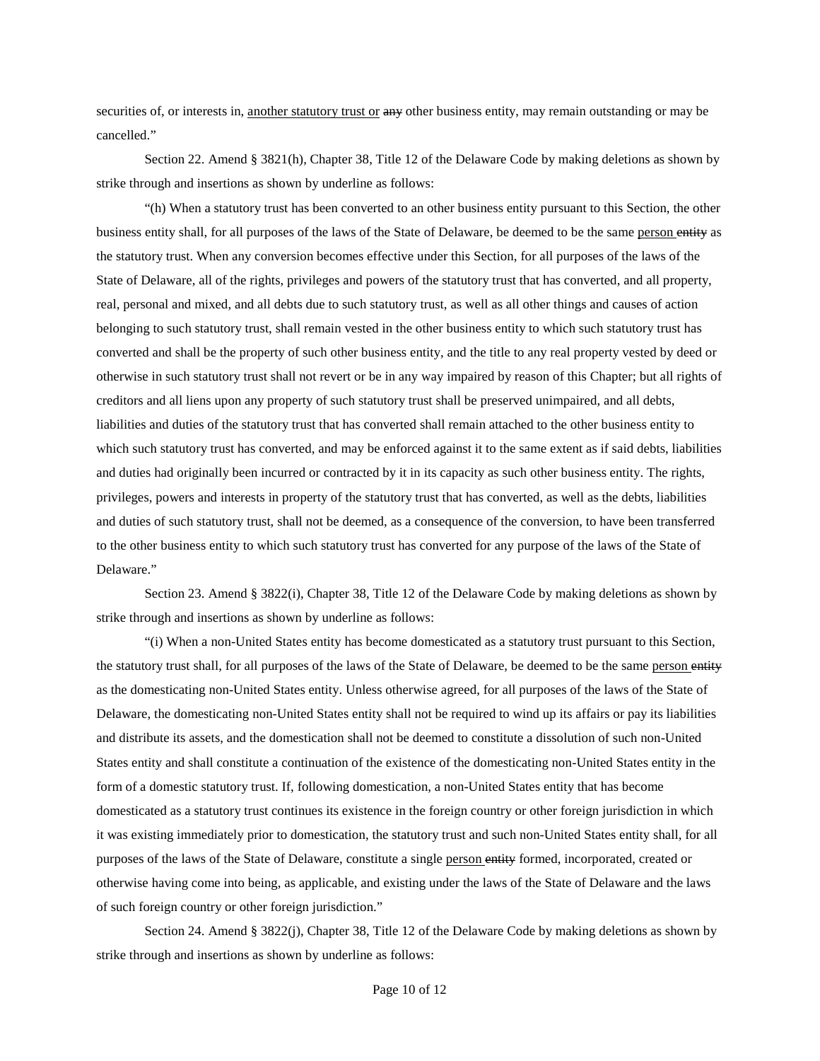securities of, or interests in, <u>another statutory trust or</u> ~~any~~ other business entity, may remain outstanding or may be cancelled."

Section 22. Amend § 3821(h), Chapter 38, Title 12 of the Delaware Code by making deletions as shown by strike through and insertions as shown by underline as follows:

"(h) When a statutory trust has been converted to an other business entity pursuant to this Section, the other business entity shall, for all purposes of the laws of the State of Delaware, be deemed to be the same <u>person</u> ~~entity~~ as the statutory trust. When any conversion becomes effective under this Section, for all purposes of the laws of the State of Delaware, all of the rights, privileges and powers of the statutory trust that has converted, and all property, real, personal and mixed, and all debts due to such statutory trust, as well as all other things and causes of action belonging to such statutory trust, shall remain vested in the other business entity to which such statutory trust has converted and shall be the property of such other business entity, and the title to any real property vested by deed or otherwise in such statutory trust shall not revert or be in any way impaired by reason of this Chapter; but all rights of creditors and all liens upon any property of such statutory trust shall be preserved unimpaired, and all debts, liabilities and duties of the statutory trust that has converted shall remain attached to the other business entity to which such statutory trust has converted, and may be enforced against it to the same extent as if said debts, liabilities and duties had originally been incurred or contracted by it in its capacity as such other business entity. The rights, privileges, powers and interests in property of the statutory trust that has converted, as well as the debts, liabilities and duties of such statutory trust, shall not be deemed, as a consequence of the conversion, to have been transferred to the other business entity to which such statutory trust has converted for any purpose of the laws of the State of Delaware."

Section 23. Amend § 3822(i), Chapter 38, Title 12 of the Delaware Code by making deletions as shown by strike through and insertions as shown by underline as follows:

"(i) When a non-United States entity has become domesticated as a statutory trust pursuant to this Section, the statutory trust shall, for all purposes of the laws of the State of Delaware, be deemed to be the same <u>person</u> ~~entity~~ as the domesticating non-United States entity. Unless otherwise agreed, for all purposes of the laws of the State of Delaware, the domesticating non-United States entity shall not be required to wind up its affairs or pay its liabilities and distribute its assets, and the domestication shall not be deemed to constitute a dissolution of such non-United States entity and shall constitute a continuation of the existence of the domesticating non-United States entity in the form of a domestic statutory trust. If, following domestication, a non-United States entity that has become domesticated as a statutory trust continues its existence in the foreign country or other foreign jurisdiction in which it was existing immediately prior to domestication, the statutory trust and such non-United States entity shall, for all purposes of the laws of the State of Delaware, constitute a single <u>person</u> ~~entity~~ formed, incorporated, created or otherwise having come into being, as applicable, and existing under the laws of the State of Delaware and the laws of such foreign country or other foreign jurisdiction."

Section 24. Amend § 3822(j), Chapter 38, Title 12 of the Delaware Code by making deletions as shown by strike through and insertions as shown by underline as follows: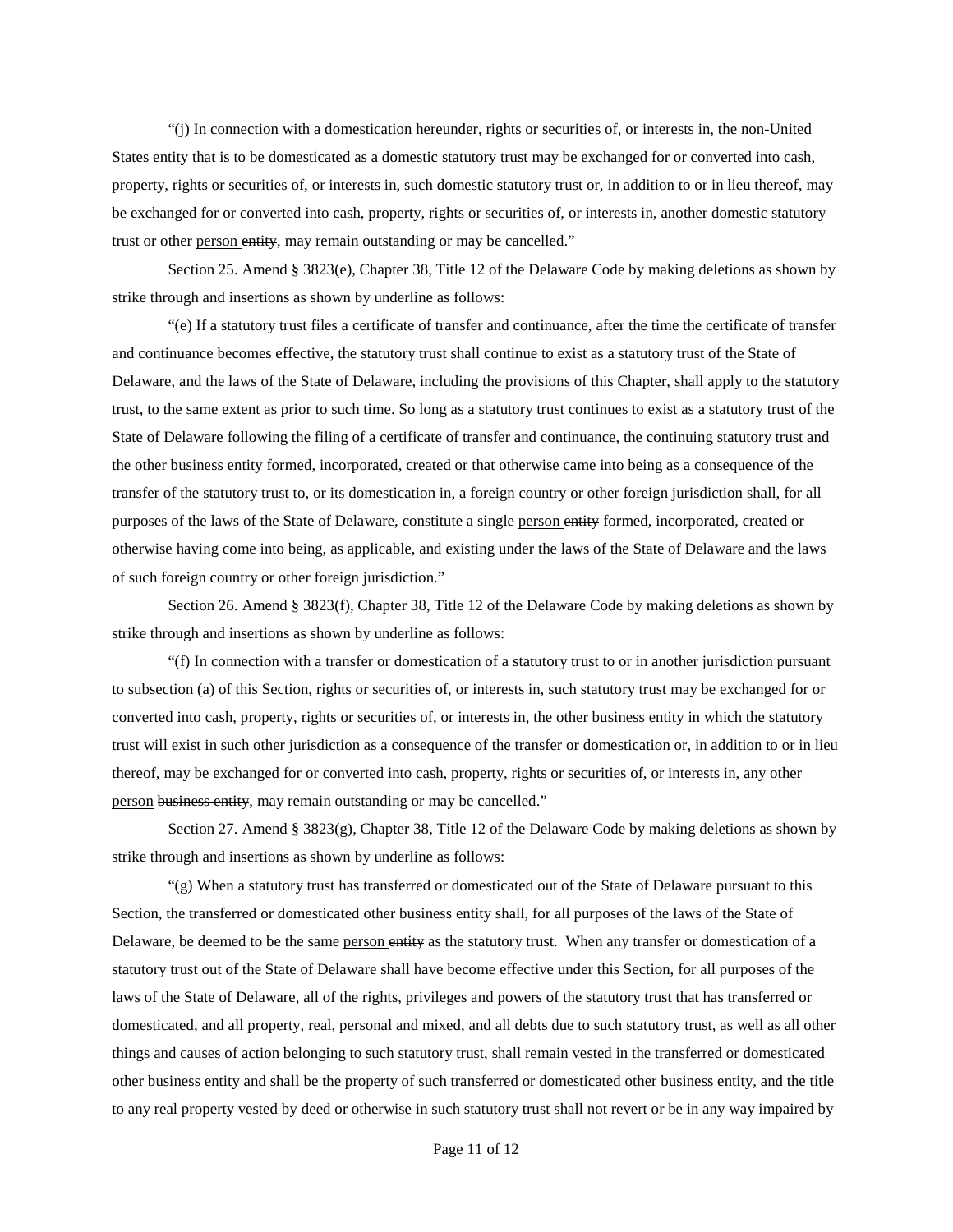"(j) In connection with a domestication hereunder, rights or securities of, or interests in, the non-United States entity that is to be domesticated as a domestic statutory trust may be exchanged for or converted into cash, property, rights or securities of, or interests in, such domestic statutory trust or, in addition to or in lieu thereof, may be exchanged for or converted into cash, property, rights or securities of, or interests in, another domestic statutory trust or other <u>person</u> ~~entity~~, may remain outstanding or may be cancelled."

Section 25. Amend § 3823(e), Chapter 38, Title 12 of the Delaware Code by making deletions as shown by strike through and insertions as shown by underline as follows:

"(e) If a statutory trust files a certificate of transfer and continuance, after the time the certificate of transfer and continuance becomes effective, the statutory trust shall continue to exist as a statutory trust of the State of Delaware, and the laws of the State of Delaware, including the provisions of this Chapter, shall apply to the statutory trust, to the same extent as prior to such time. So long as a statutory trust continues to exist as a statutory trust of the State of Delaware following the filing of a certificate of transfer and continuance, the continuing statutory trust and the other business entity formed, incorporated, created or that otherwise came into being as a consequence of the transfer of the statutory trust to, or its domestication in, a foreign country or other foreign jurisdiction shall, for all purposes of the laws of the State of Delaware, constitute a single <u>person</u> ~~entity~~ formed, incorporated, created or otherwise having come into being, as applicable, and existing under the laws of the State of Delaware and the laws of such foreign country or other foreign jurisdiction."

Section 26. Amend § 3823(f), Chapter 38, Title 12 of the Delaware Code by making deletions as shown by strike through and insertions as shown by underline as follows:

"(f) In connection with a transfer or domestication of a statutory trust to or in another jurisdiction pursuant to subsection (a) of this Section, rights or securities of, or interests in, such statutory trust may be exchanged for or converted into cash, property, rights or securities of, or interests in, the other business entity in which the statutory trust will exist in such other jurisdiction as a consequence of the transfer or domestication or, in addition to or in lieu thereof, may be exchanged for or converted into cash, property, rights or securities of, or interests in, any other <u>person</u> ~~business entity~~, may remain outstanding or may be cancelled."

Section 27. Amend § 3823(g), Chapter 38, Title 12 of the Delaware Code by making deletions as shown by strike through and insertions as shown by underline as follows:

"(g) When a statutory trust has transferred or domesticated out of the State of Delaware pursuant to this Section, the transferred or domesticated other business entity shall, for all purposes of the laws of the State of Delaware, be deemed to be the same <u>person</u> ~~entity~~ as the statutory trust. When any transfer or domestication of a statutory trust out of the State of Delaware shall have become effective under this Section, for all purposes of the laws of the State of Delaware, all of the rights, privileges and powers of the statutory trust that has transferred or domesticated, and all property, real, personal and mixed, and all debts due to such statutory trust, as well as all other things and causes of action belonging to such statutory trust, shall remain vested in the transferred or domesticated other business entity and shall be the property of such transferred or domesticated other business entity, and the title to any real property vested by deed or otherwise in such statutory trust shall not revert or be in any way impaired by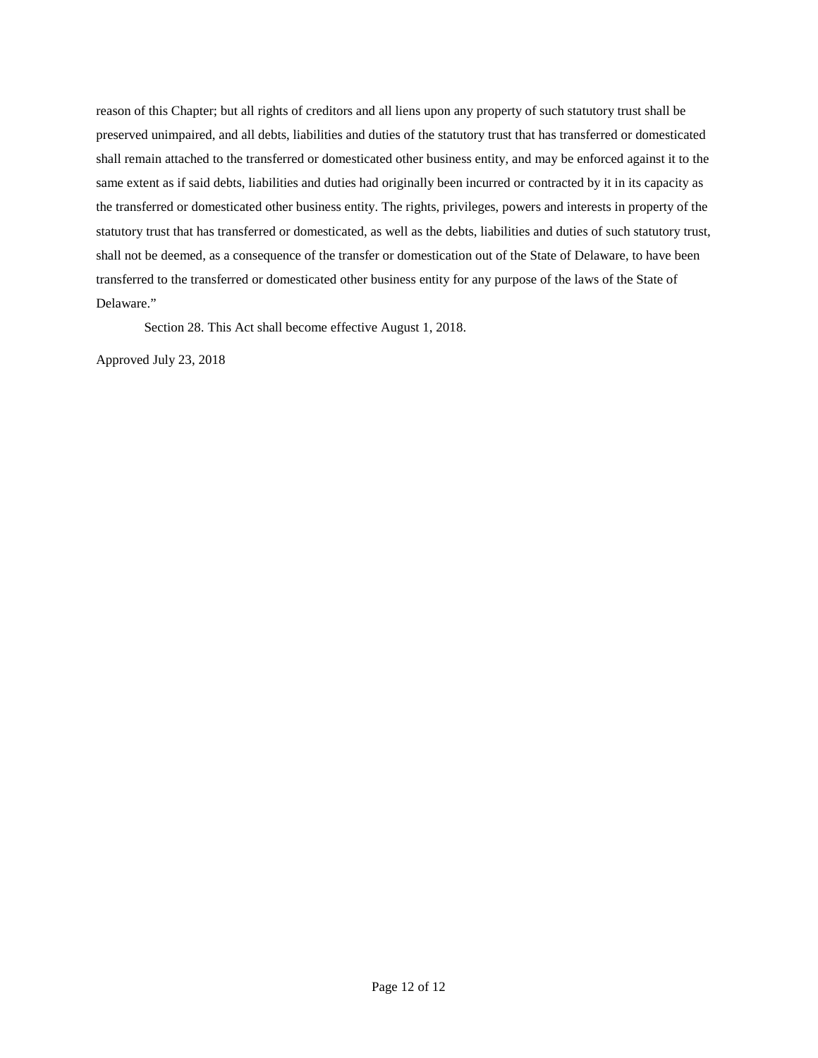reason of this Chapter; but all rights of creditors and all liens upon any property of such statutory trust shall be preserved unimpaired, and all debts, liabilities and duties of the statutory trust that has transferred or domesticated shall remain attached to the transferred or domesticated other business entity, and may be enforced against it to the same extent as if said debts, liabilities and duties had originally been incurred or contracted by it in its capacity as the transferred or domesticated other business entity. The rights, privileges, powers and interests in property of the statutory trust that has transferred or domesticated, as well as the debts, liabilities and duties of such statutory trust, shall not be deemed, as a consequence of the transfer or domestication out of the State of Delaware, to have been transferred to the transferred or domesticated other business entity for any purpose of the laws of the State of Delaware."

Section 28. This Act shall become effective August 1, 2018.

Approved July 23, 2018